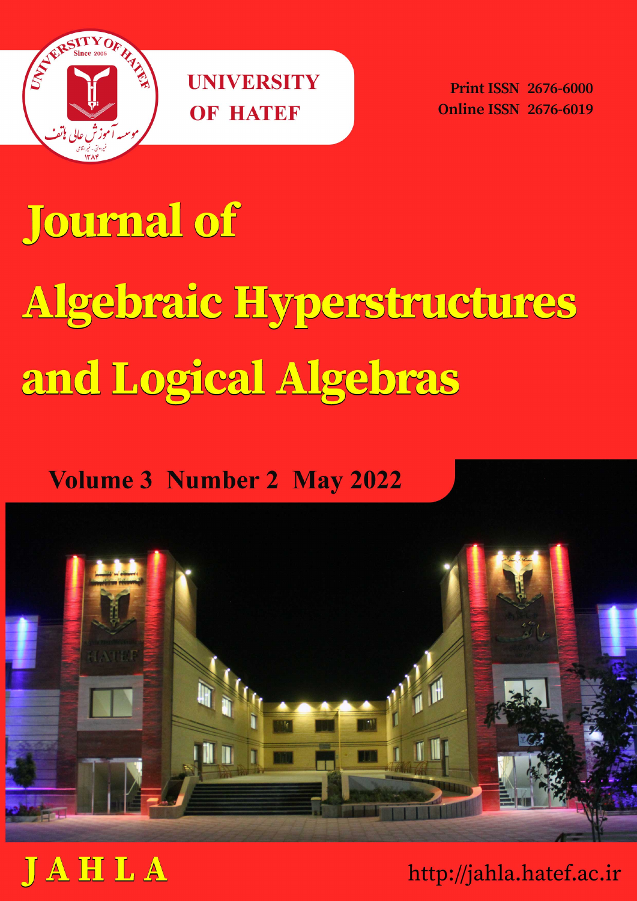UNIVERSITY OF HATEF

Print ISSN 2676-6000
Online ISSN 2676-6019

# Journal of Algebraic Hyperstructures and Logical Algebras

Volume 3 Number 2 May 2022

JAHLA

http://jahla.hatef.ac.ir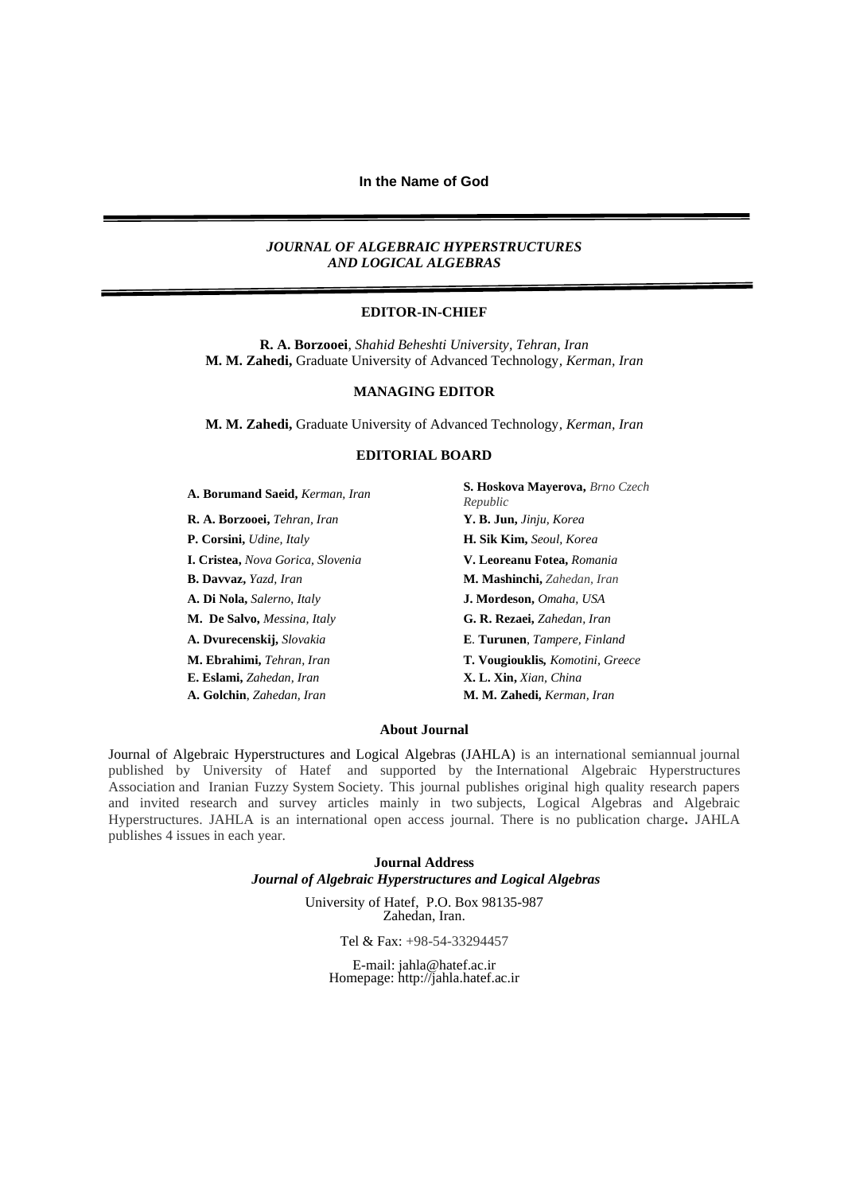**In the Name of God**

---

## *JOURNAL OF ALGEBRAIC HYPERSTRUCTURES AND LOGICAL ALGEBRAS*

---

### EDITOR-IN-CHIEF

**R. A. Borzooei**, *Shahid Beheshti University, Tehran, Iran*
**M. M. Zahedi,** Graduate University of Advanced Technology, *Kerman, Iran*

### MANAGING EDITOR

**M. M. Zahedi,** Graduate University of Advanced Technology, *Kerman, Iran*

### EDITORIAL BOARD

**A. Borumand Saeid,** *Kerman, Iran*
**R. A. Borzooei,** *Tehran, Iran*
**P. Corsini,** *Udine, Italy*
**I. Cristea,** *Nova Gorica, Slovenia*
**B. Davvaz,** *Yazd, Iran*
**A. Di Nola,** *Salerno, Italy*
**M. De Salvo,** *Messina, Italy*
**A. Dvurecenskij,** *Slovakia*
**M. Ebrahimi,** *Tehran, Iran*
**E. Eslami,** *Zahedan, Iran*
**A. Golchin**, *Zahedan, Iran*
**S. Hoskova Mayerova,** *Brno Czech Republic*
**Y. B. Jun,** *Jinju, Korea*
**H. Sik Kim,** *Seoul, Korea*
**V. Leoreanu Fotea,** *Romania*
**M. Mashinchi,** *Zahedan, Iran*
**J. Mordeson,** *Omaha, USA*
**G. R. Rezaei,** *Zahedan, Iran*
**E. Turunen**, *Tampere, Finland*
**T. Vougiouklis,** *Komotini, Greece*
**X. L. Xin,** *Xian, China*
**M. M. Zahedi,** *Kerman, Iran*

### About Journal

Journal of Algebraic Hyperstructures and Logical Algebras (JAHLA) is an international semiannual journal published by University of Hatef and supported by the International Algebraic Hyperstructures Association and Iranian Fuzzy System Society. This journal publishes original high quality research papers and invited research and survey articles mainly in two subjects, Logical Algebras and Algebraic Hyperstructures. JAHLA is an international open access journal. There is no publication charge**.** JAHLA publishes 4 issues in each year.

### Journal Address

***Journal of Algebraic Hyperstructures and Logical Algebras***

University of Hatef, P.O. Box 98135-987
Zahedan, Iran.

Tel & Fax: +98-54-33294457

E-mail: jahla@hatef.ac.ir
Homepage: http://jahla.hatef.ac.ir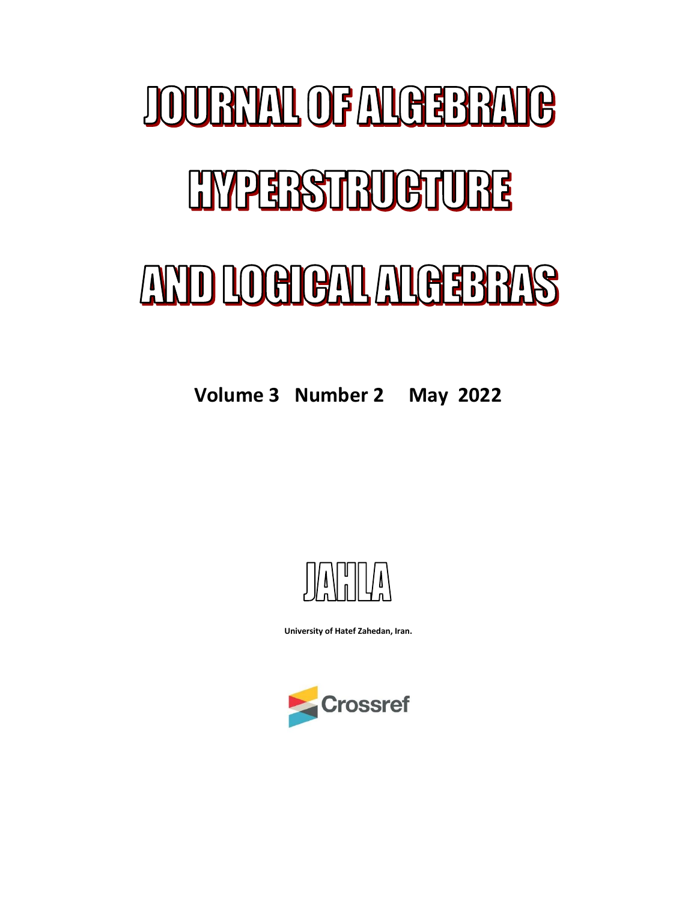# JOURNAL OF ALGEBRAIC HYPERSTRUCTURE AND LOGICAL ALGEBRAS

**Volume 3 Number 2 May 2022**

JAHLA

**University of Hatef Zahedan, Iran.**

Crossref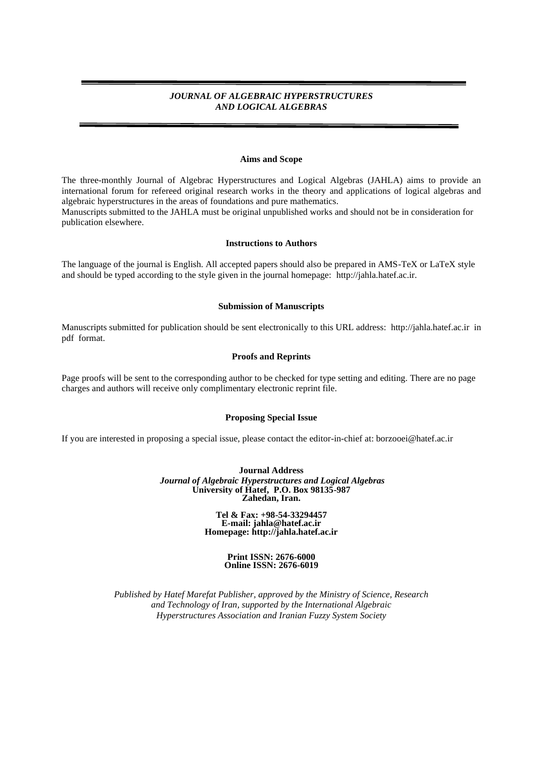***JOURNAL OF ALGEBRAIC HYPERSTRUCTURES***
***AND LOGICAL ALGEBRAS***

### Aims and Scope

The three-monthly Journal of Algebrac Hyperstructures and Logical Algebras (JAHLA) aims to provide an international forum for refereed original research works in the theory and applications of logical algebras and algebraic hyperstructures in the areas of foundations and pure mathematics.
Manuscripts submitted to the JAHLA must be original unpublished works and should not be in consideration for publication elsewhere.

### Instructions to Authors

The language of the journal is English. All accepted papers should also be prepared in AMS-TeX or LaTeX style and should be typed according to the style given in the journal homepage: http://jahla.hatef.ac.ir.

### Submission of Manuscripts

Manuscripts submitted for publication should be sent electronically to this URL address: http://jahla.hatef.ac.ir in pdf format.

### Proofs and Reprints

Page proofs will be sent to the corresponding author to be checked for type setting and editing. There are no page charges and authors will receive only complimentary electronic reprint file.

### Proposing Special Issue

If you are interested in proposing a special issue, please contact the editor-in-chief at: borzooei@hatef.ac.ir

**Journal Address**
***Journal of Algebraic Hyperstructures and Logical Algebras***
**University of Hatef, P.O. Box 98135-987**
**Zahedan, Iran.**

**Tel & Fax: +98-54-33294457**
**E-mail: jahla@hatef.ac.ir**
**Homepage: http://jahla.hatef.ac.ir**

**Print ISSN: 2676-6000**
**Online ISSN: 2676-6019**

*Published by Hatef Marefat Publisher, approved by the Ministry of Science, Research and Technology of Iran, supported by the International Algebraic Hyperstructures Association and Iranian Fuzzy System Society*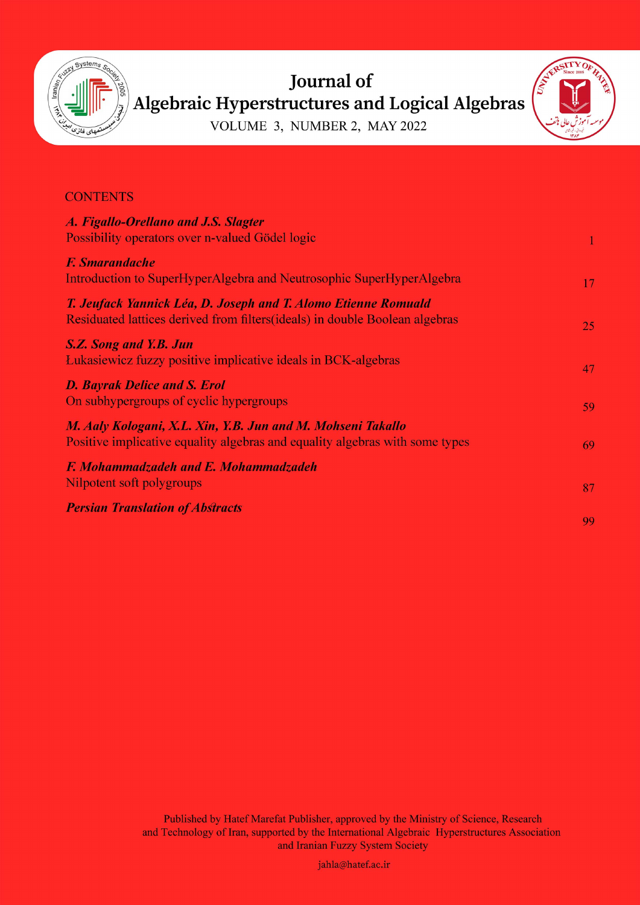# Journal of Algebraic Hyperstructures and Logical Algebras

VOLUME 3, NUMBER 2, MAY 2022

CONTENTS

| | |
|---|---|
| ***A. Figallo-Orellano and J.S. Slagter***<br>Possibility operators over n-valued Gödel logic | 1 |
| ***F. Smarandache***<br>Introduction to SuperHyperAlgebra and Neutrosophic SuperHyperAlgebra | 17 |
| ***T. Jeufack Yannick Léa, D. Joseph and T. Alomo Etienne Romuald***<br>Residuated lattices derived from filters(ideals) in double Boolean algebras | 25 |
| ***S.Z. Song and Y.B. Jun***<br>Łukasiewicz fuzzy positive implicative ideals in BCK-algebras | 47 |
| ***D. Bayrak Delice and S. Erol***<br>On subhypergroups of cyclic hypergroups | 59 |
| ***M. Aaly Kologani, X.L. Xin, Y.B. Jun and M. Mohseni Takallo***<br>Positive implicative equality algebras and equality algebras with some types | 69 |
| ***F. Mohammadzadeh and E. Mohammadzadeh***<br>Nilpotent soft polygroups | 87 |
| ***Persian Translation of Abstracts*** | 99 |

Published by Hatef Marefat Publisher, approved by the Ministry of Science, Research and Technology of Iran, supported by the International Algebraic Hyperstructures Association and Iranian Fuzzy System Society

jahla@hatef.ac.ir